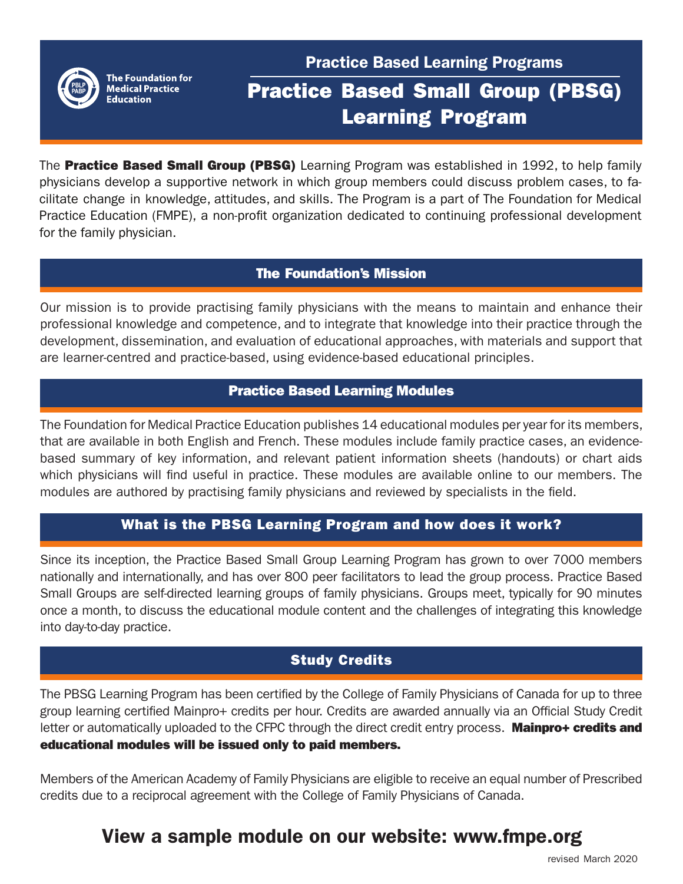The Foundation for Medical Practice Education

## Practice Based Learning Programs

# Practice Based Small Group (PBSG) Learning Program

The **Practice Based Small Group (PBSG)** Learning Program was established in 1992, to help family physicians develop a supportive network in which group members could discuss problem cases, to facilitate change in knowledge, attitudes, and skills. The Program is a part of The Foundation for Medical Practice Education (FMPE), a non-profit organization dedicated to continuing professional development for the family physician.

## The Foundation's Mission

Our mission is to provide practising family physicians with the means to maintain and enhance their professional knowledge and competence, and to integrate that knowledge into their practice through the development, dissemination, and evaluation of educational approaches, with materials and support that are learner-centred and practice-based, using evidence-based educational principles.

## Practice Based Learning Modules

The Foundation for Medical Practice Education publishes 14 educational modules per year for its members, that are available in both English and French. These modules include family practice cases, an evidence-based summary of key information, and relevant patient information sheets (handouts) or chart aids which physicians will find useful in practice. These modules are available online to our members. The modules are authored by practising family physicians and reviewed by specialists in the field.

## What is the PBSG Learning Program and how does it work?

Since its inception, the Practice Based Small Group Learning Program has grown to over 7000 members nationally and internationally, and has over 800 peer facilitators to lead the group process. Practice Based Small Groups are self-directed learning groups of family physicians. Groups meet, typically for 90 minutes once a month, to discuss the educational module content and the challenges of integrating this knowledge into day-to-day practice.

## Study Credits

The PBSG Learning Program has been certified by the College of Family Physicians of Canada for up to three group learning certified Mainpro+ credits per hour. Credits are awarded annually via an Official Study Credit letter or automatically uploaded to the CFPC through the direct credit entry process. **Mainpro+ credits and educational modules will be issued only to paid members.**

Members of the American Academy of Family Physicians are eligible to receive an equal number of Prescribed credits due to a reciprocal agreement with the College of Family Physicians of Canada.

## View a sample module on our website: www.fmpe.org

revised March 2020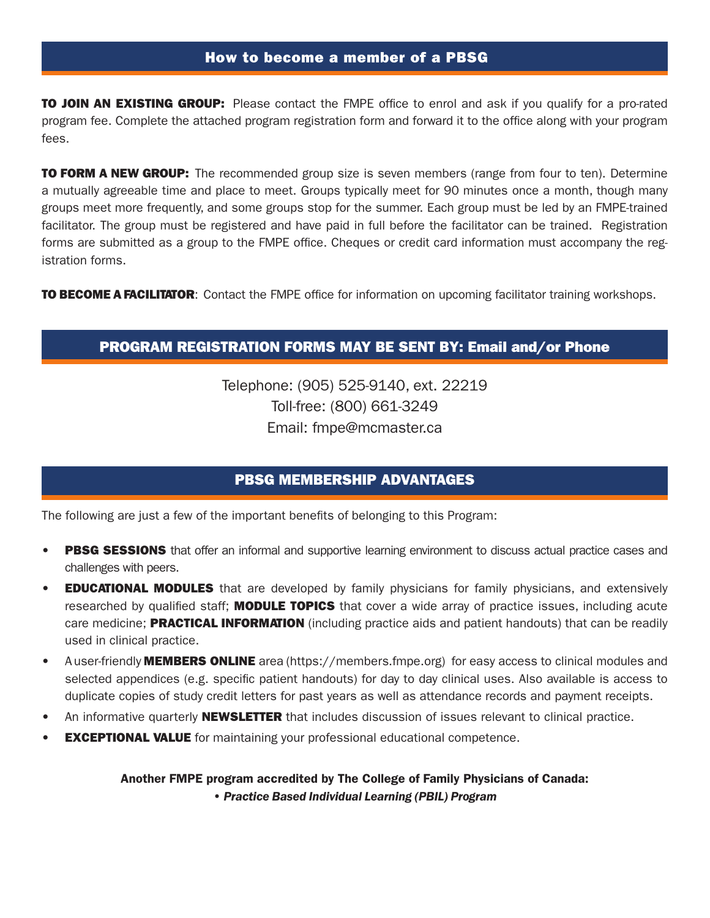## How to become a member of a PBSG

**TO JOIN AN EXISTING GROUP:** Please contact the FMPE office to enrol and ask if you qualify for a pro-rated program fee. Complete the attached program registration form and forward it to the office along with your program fees.

**TO FORM A NEW GROUP:** The recommended group size is seven members (range from four to ten). Determine a mutually agreeable time and place to meet. Groups typically meet for 90 minutes once a month, though many groups meet more frequently, and some groups stop for the summer. Each group must be led by an FMPE-trained facilitator. The group must be registered and have paid in full before the facilitator can be trained. Registration forms are submitted as a group to the FMPE office. Cheques or credit card information must accompany the registration forms.

**TO BECOME A FACILITATOR**: Contact the FMPE office for information on upcoming facilitator training workshops.

## PROGRAM REGISTRATION FORMS MAY BE SENT BY: Email and/or Phone

Telephone: (905) 525-9140, ext. 22219
Toll-free: (800) 661-3249
Email: fmpe@mcmaster.ca

## PBSG MEMBERSHIP ADVANTAGES

The following are just a few of the important benefits of belonging to this Program:

- **PBSG SESSIONS** that offer an informal and supportive learning environment to discuss actual practice cases and challenges with peers.
- **EDUCATIONAL MODULES** that are developed by family physicians for family physicians, and extensively researched by qualified staff; **MODULE TOPICS** that cover a wide array of practice issues, including acute care medicine; **PRACTICAL INFORMATION** (including practice aids and patient handouts) that can be readily used in clinical practice.
- A user-friendly **MEMBERS ONLINE** area (https://members.fmpe.org) for easy access to clinical modules and selected appendices (e.g. specific patient handouts) for day to day clinical uses. Also available is access to duplicate copies of study credit letters for past years as well as attendance records and payment receipts.
- An informative quarterly **NEWSLETTER** that includes discussion of issues relevant to clinical practice.
- **EXCEPTIONAL VALUE** for maintaining your professional educational competence.

**Another FMPE program accredited by The College of Family Physicians of Canada:**
• ***Practice Based Individual Learning (PBIL) Program***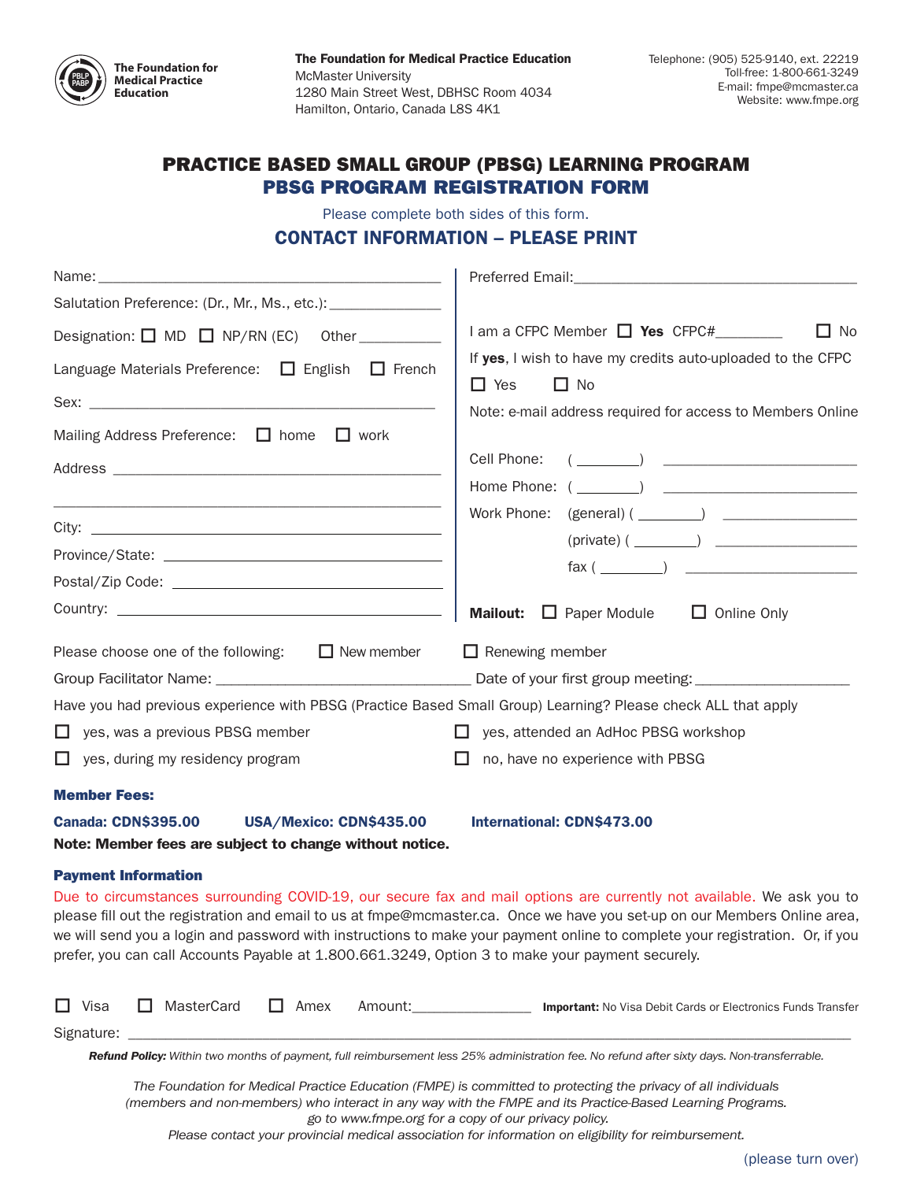The Foundation for Medical Practice Education

**The Foundation for Medical Practice Education**
McMaster University
1280 Main Street West, DBHSC Room 4034
Hamilton, Ontario, Canada L8S 4K1

Telephone: (905) 525-9140, ext. 22219
Toll-free: 1-800-661-3249
E-mail: fmpe@mcmaster.ca
Website: www.fmpe.org

# PRACTICE BASED SMALL GROUP (PBSG) LEARNING PROGRAM

## PBSG PROGRAM REGISTRATION FORM

Please complete both sides of this form.

## CONTACT INFORMATION – PLEASE PRINT

Name: ____________________________________________

Salutation Preference: (Dr., Mr., Ms., etc.): ______________

Designation: ☐ MD ☐ NP/RN (EC) Other __________

Language Materials Preference: ☐ English ☐ French

Sex: ____________________________________________

Mailing Address Preference: ☐ home ☐ work

Address ____________________________________________

____________________________________________

City: ____________________________________________

Province/State: ____________________________________________

Postal/Zip Code: ____________________________________________

Country: ____________________________________________

Preferred Email: ____________________________________________

I am a CFPC Member ☐ **Yes** CFPC#________ ☐ No

If **yes**, I wish to have my credits auto-uploaded to the CFPC

☐ Yes ☐ No

Note: e-mail address required for access to Members Online

Cell Phone: ( ________ ) ____________________

Home Phone: ( ________ ) ____________________

Work Phone: (general) ( ________ ) ____________________

(private) ( ________ ) ____________________

fax ( ________ ) ____________________

**Mailout:** ☐ Paper Module ☐ Online Only

Please choose one of the following: ☐ New member ☐ Renewing member

Group Facilitator Name: ______________________________ Date of your first group meeting: ____________________

Have you had previous experience with PBSG (Practice Based Small Group) Learning? Please check ALL that apply

☐ yes, was a previous PBSG member
☐ yes, attended an AdHoc PBSG workshop
☐ yes, during my residency program
☐ no, have no experience with PBSG

### Member Fees:

**Canada: CDN$395.00** **USA/Mexico: CDN$435.00** **International: CDN$473.00**

**Note: Member fees are subject to change without notice.**

### Payment Information

Due to circumstances surrounding COVID-19, our secure fax and mail options are currently not available. We ask you to please fill out the registration and email to us at fmpe@mcmaster.ca. Once we have you set-up on our Members Online area, we will send you a login and password with instructions to make your payment online to complete your registration. Or, if you prefer, you can call Accounts Payable at 1.800.661.3249, Option 3 to make your payment securely.

☐ Visa ☐ MasterCard ☐ Amex Amount: ______________ **Important:** No Visa Debit Cards or Electronics Funds Transfer

Signature: ____________________________________________

***Refund Policy:*** *Within two months of payment, full reimbursement less 25% administration fee. No refund after sixty days. Non-transferrable.*

*The Foundation for Medical Practice Education (FMPE) is committed to protecting the privacy of all individuals (members and non-members) who interact in any way with the FMPE and its Practice-Based Learning Programs. go to www.fmpe.org for a copy of our privacy policy.*
*Please contact your provincial medical association for information on eligibility for reimbursement.*

(please turn over)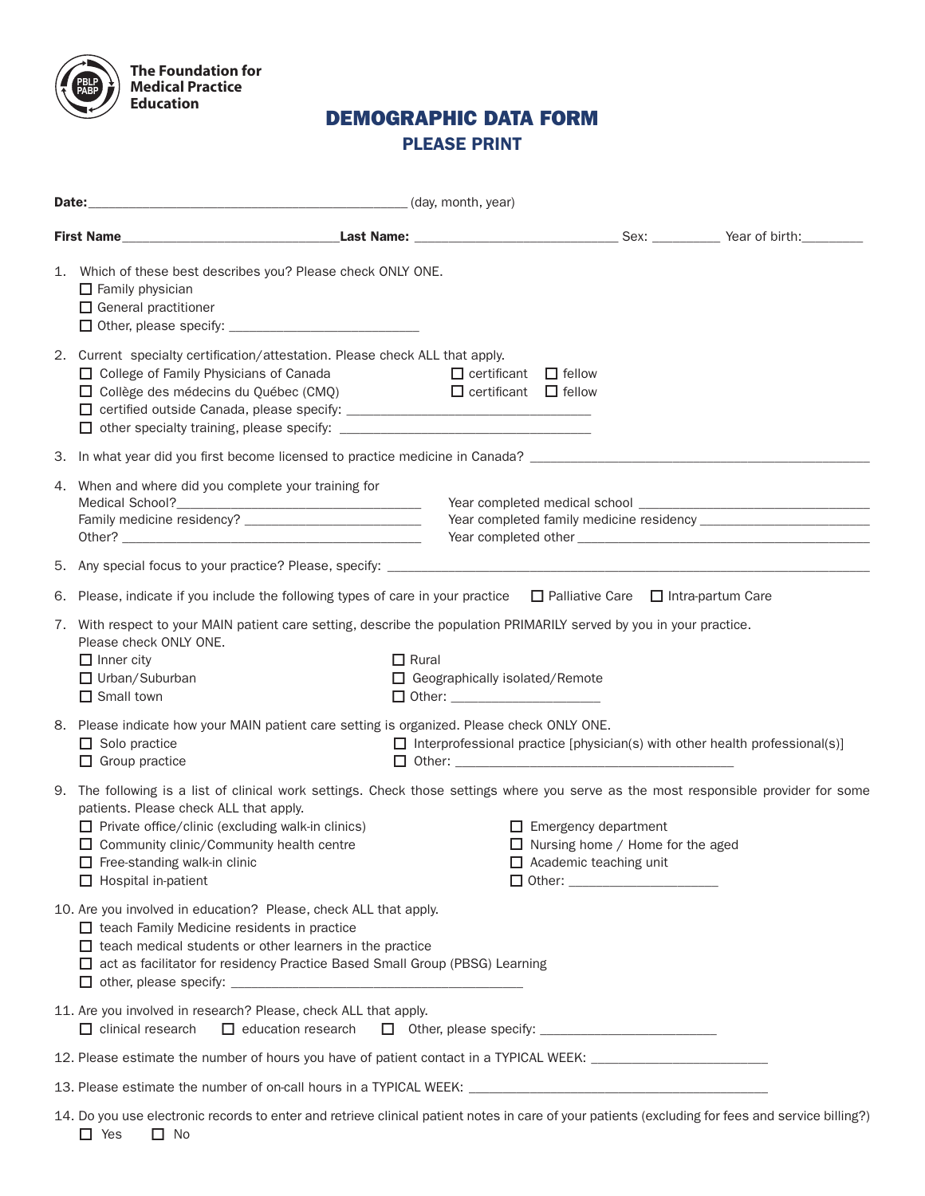The Foundation for Medical Practice Education

# DEMOGRAPHIC DATA FORM

## PLEASE PRINT

**Date:**\_\_\_\_\_\_\_\_\_\_\_\_\_\_\_\_\_\_\_\_\_\_\_\_\_\_\_\_\_\_\_\_\_\_\_\_\_\_\_\_ (day, month, year)

**First Name**\_\_\_\_\_\_\_\_\_\_\_\_\_\_\_\_\_\_\_\_\_\_\_\_\_\_\_\_**Last Name:** \_\_\_\_\_\_\_\_\_\_\_\_\_\_\_\_\_\_\_\_\_\_\_\_\_\_ Sex: \_\_\_\_\_\_\_\_\_ Year of birth:\_\_\_\_\_\_\_\_

1. Which of these best describes you? Please check ONLY ONE.
   - ☐ Family physician
   - ☐ General practitioner
   - ☐ Other, please specify: \_\_\_\_\_\_\_\_\_\_\_\_\_\_\_\_\_\_\_\_\_\_\_\_\_\_

2. Current specialty certification/attestation. Please check ALL that apply.
   - ☐ College of Family Physicians of Canada ☐ certificant ☐ fellow
   - ☐ Collège des médecins du Québec (CMQ) ☐ certificant ☐ fellow
   - ☐ certified outside Canada, please specify: \_\_\_\_\_\_\_\_\_\_\_\_\_\_\_\_\_\_\_\_\_\_\_\_\_\_\_\_\_\_\_\_\_\_
   - ☐ other specialty training, please specify: \_\_\_\_\_\_\_\_\_\_\_\_\_\_\_\_\_\_\_\_\_\_\_\_\_\_\_\_\_\_\_\_\_\_\_

3. In what year did you first become licensed to practice medicine in Canada? \_\_\_\_\_\_\_\_\_\_\_\_\_\_\_\_\_\_\_\_\_\_\_\_\_\_\_\_\_\_\_\_\_\_\_\_\_\_\_\_\_\_\_\_\_\_\_\_

4. When and where did you complete your training for
   - Medical School?\_\_\_\_\_\_\_\_\_\_\_\_\_\_\_\_\_\_\_\_\_\_\_\_\_\_\_\_\_\_\_\_\_\_\_ Year completed medical school \_\_\_\_\_\_\_\_\_\_\_\_\_\_\_\_\_\_\_\_\_\_\_\_\_\_\_\_\_\_\_\_
   - Family medicine residency? \_\_\_\_\_\_\_\_\_\_\_\_\_\_\_\_\_\_\_\_\_\_\_\_\_ Year completed family medicine residency \_\_\_\_\_\_\_\_\_\_\_\_\_\_\_\_\_\_\_\_\_\_\_\_
   - Other? \_\_\_\_\_\_\_\_\_\_\_\_\_\_\_\_\_\_\_\_\_\_\_\_\_\_\_\_\_\_\_\_\_\_\_\_\_\_\_\_\_\_ Year completed other \_\_\_\_\_\_\_\_\_\_\_\_\_\_\_\_\_\_\_\_\_\_\_\_\_\_\_\_\_\_\_\_\_\_\_\_\_\_\_\_\_

5. Any special focus to your practice? Please, specify: \_\_\_\_\_\_\_\_\_\_\_\_\_\_\_\_\_\_\_\_\_\_\_\_\_\_\_\_\_\_\_\_\_\_\_\_\_\_\_\_\_\_\_\_\_\_\_\_\_\_\_\_\_\_\_\_\_\_\_\_\_\_\_\_\_\_

6. Please, indicate if you include the following types of care in your practice ☐ Palliative Care ☐ Intra-partum Care

7. With respect to your MAIN patient care setting, describe the population PRIMARILY served by you in your practice. Please check ONLY ONE.
   - ☐ Inner city
   - ☐ Urban/Suburban
   - ☐ Small town
   - ☐ Rural
   - ☐ Geographically isolated/Remote
   - ☐ Other: \_\_\_\_\_\_\_\_\_\_\_\_\_\_\_\_\_\_\_\_

8. Please indicate how your MAIN patient care setting is organized. Please check ONLY ONE.
   - ☐ Solo practice
   - ☐ Group practice
   - ☐ Interprofessional practice [physician(s) with other health professional(s)]
   - ☐ Other: \_\_\_\_\_\_\_\_\_\_\_\_\_\_\_\_\_\_\_\_\_\_\_\_\_\_\_\_\_\_\_\_\_\_\_\_\_\_\_\_

9. The following is a list of clinical work settings. Check those settings where you serve as the most responsible provider for some patients. Please check ALL that apply.
   - ☐ Private office/clinic (excluding walk-in clinics)
   - ☐ Community clinic/Community health centre
   - ☐ Free-standing walk-in clinic
   - ☐ Hospital in-patient
   - ☐ Emergency department
   - ☐ Nursing home / Home for the aged
   - ☐ Academic teaching unit
   - ☐ Other: \_\_\_\_\_\_\_\_\_\_\_\_\_\_\_\_\_\_\_\_

10. Are you involved in education? Please, check ALL that apply.
    - ☐ teach Family Medicine residents in practice
    - ☐ teach medical students or other learners in the practice
    - ☐ act as facilitator for residency Practice Based Small Group (PBSG) Learning
    - ☐ other, please specify: \_\_\_\_\_\_\_\_\_\_\_\_\_\_\_\_\_\_\_\_\_\_\_\_\_\_\_\_\_\_\_\_\_\_\_\_\_\_\_\_

11. Are you involved in research? Please, check ALL that apply.
    ☐ clinical research ☐ education research ☐ Other, please specify: \_\_\_\_\_\_\_\_\_\_\_\_\_\_\_\_\_\_\_\_\_\_\_\_

12. Please estimate the number of hours you have of patient contact in a TYPICAL WEEK: \_\_\_\_\_\_\_\_\_\_\_\_\_\_\_\_\_\_\_\_\_\_\_\_

13. Please estimate the number of on-call hours in a TYPICAL WEEK: \_\_\_\_\_\_\_\_\_\_\_\_\_\_\_\_\_\_\_\_\_\_\_\_\_\_\_\_\_\_\_\_\_\_\_\_\_\_\_\_\_\_

14. Do you use electronic records to enter and retrieve clinical patient notes in care of your patients (excluding for fees and service billing?)
    ☐ Yes ☐ No